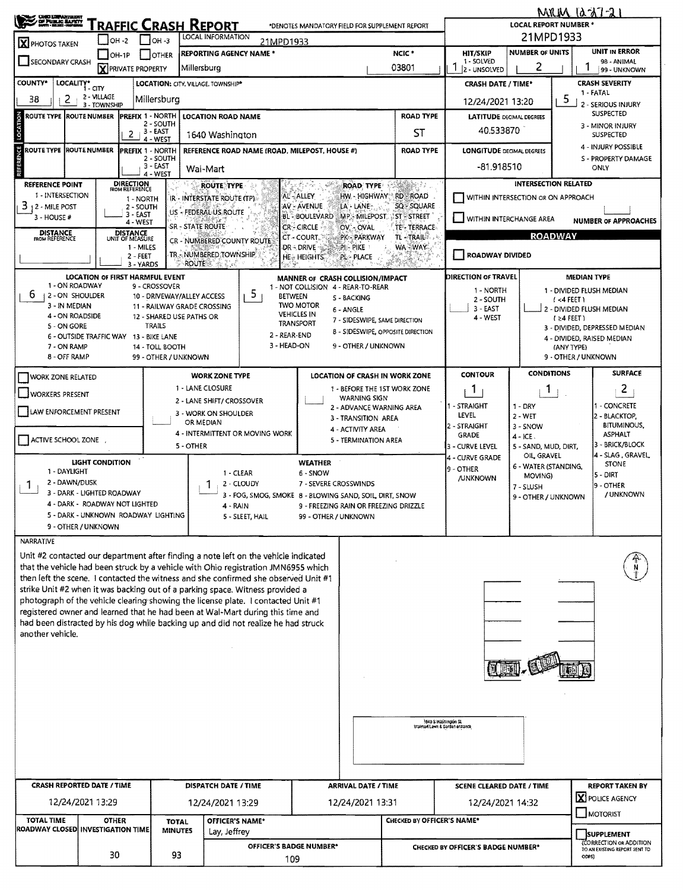MKUM 12-27-21

# TRAFFIC CRASH REPORT

*DENOTES MANDATORY FIELD FOR SUPPLEMENT REPORT

| Field | Value |
|---|---|
| LOCAL REPORT NUMBER * | 21MPD1933 |
| LOCAL INFORMATION | 21MPD1933 |
| [X] PHOTOS TAKEN | |
| [ ] OH-2 [ ] OH-3 [ ] OH-1P [ ] OTHER [X] PRIVATE PROPERTY | |
| [ ] SECONDARY CRASH | |
| REPORTING AGENCY NAME * | Millersburg |
| NCIC * | 03801 |
| HIT/SKIP (1 - SOLVED, 2 - UNSOLVED) | 1 |
| NUMBER OF UNITS | 2 |
| UNIT IN ERROR (98 - ANIMAL, 99 - UNKNOWN) | 1 |
| COUNTY* | 38 |
| LOCALITY* (1 - CITY, 2 - VILLAGE, 3 - TOWNSHIP) | 2 |
| LOCATION: CITY, VILLAGE, TOWNSHIP* | Millersburg |
| CRASH DATE / TIME* | 12/24/2021 13:20 |
| CRASH SEVERITY (1 - FATAL, 2 - SERIOUS INJURY SUSPECTED, 3 - MINOR INJURY SUSPECTED, 4 - INJURY POSSIBLE, 5 - PROPERTY DAMAGE ONLY) | 5 |

## LOCATION

| ROUTE TYPE | ROUTE NUMBER | PREFIX (1 - NORTH, 2 - SOUTH, 3 - EAST, 4 - WEST) | LOCATION ROAD NAME | ROAD TYPE |
|---|---|---|---|---|
| | | 2 | 1640 Washington | ST |

LATITUDE DECIMAL DEGREES: 40.533870

## REFERENCE

| ROUTE TYPE | ROUTE NUMBER | PREFIX | REFERENCE ROAD NAME (ROAD, MILEPOST, HOUSE #) | ROAD TYPE |
|---|---|---|---|---|
| | | | Wal-Mart | |

LONGITUDE DECIMAL DEGREES: -81.918510

REFERENCE POINT (1 - INTERSECTION, 2 - MILE POST, 3 - HOUSE #): 3

DIRECTION FROM REFERENCE: 1 - NORTH, 2 - SOUTH, 3 - EAST, 4 - WEST

DISTANCE FROM REFERENCE:

DISTANCE UNIT OF MEASURE: 1 - MILES, 2 - FEET, 3 - YARDS

ROUTE TYPE: IR - INTERSTATE ROUTE (TP), US - FEDERAL US ROUTE, SR - STATE ROUTE, CR - NUMBERED COUNTY ROUTE, TR - NUMBERED TOWNSHIP ROUTE

ROAD TYPE: AL - ALLEY, AV - AVENUE, BL - BOULEVARD, CR - CIRCLE, CT - COURT, DR - DRIVE, HE - HEIGHTS, HW - HIGHWAY, LA - LANE, MP - MILEPOST, OV - OVAL, PK - PARKWAY, PI - PIKE, PL - PLACE, RD - ROAD, SQ - SQUARE, ST - STREET, TE - TERRACE, TL - TRAIL, WA - WAY

## INTERSECTION RELATED

[ ] WITHIN INTERSECTION OR ON APPROACH

[ ] WITHIN INTERCHANGE AREA

NUMBER OF APPROACHES:

## ROADWAY

[ ] ROADWAY DIVIDED

LOCATION OF FIRST HARMFUL EVENT: 6
1 - ON ROADWAY, 2 - ON SHOULDER, 3 - IN MEDIAN, 4 - ON ROADSIDE, 5 - ON GORE, 6 - OUTSIDE TRAFFIC WAY, 7 - ON RAMP, 8 - OFF RAMP, 9 - CROSSOVER, 10 - DRIVEWAY/ALLEY ACCESS, 11 - RAILWAY GRADE CROSSING, 12 - SHARED USE PATHS OR TRAILS, 13 - BIKE LANE, 14 - TOLL BOOTH, 99 - OTHER / UNKNOWN

MANNER OF CRASH COLLISION/IMPACT: 5
1 - NOT COLLISION BETWEEN TWO MOTOR VEHICLES IN TRANSPORT, 2 - REAR-END, 3 - HEAD-ON, 4 - REAR-TO-REAR, 5 - BACKING, 6 - ANGLE, 7 - SIDESWIPE, SAME DIRECTION, 8 - SIDESWIPE, OPPOSITE DIRECTION, 9 - OTHER / UNKNOWN

DIRECTION OF TRAVEL: 1 - NORTH, 2 - SOUTH, 3 - EAST, 4 - WEST

MEDIAN TYPE: 1 - DIVIDED FLUSH MEDIAN (<4 FEET), 2 - DIVIDED FLUSH MEDIAN (≥4 FEET), 3 - DIVIDED, DEPRESSED MEDIAN, 4 - DIVIDED, RAISED MEDIAN (ANY TYPE), 9 - OTHER / UNKNOWN

[ ] WORK ZONE RELATED
[ ] WORKERS PRESENT
[ ] LAW ENFORCEMENT PRESENT
[ ] ACTIVE SCHOOL ZONE

WORK ZONE TYPE: 1 - LANE CLOSURE, 2 - LANE SHIFT/ CROSSOVER, 3 - WORK ON SHOULDER OR MEDIAN, 4 - INTERMITTENT OR MOVING WORK, 5 - OTHER

LOCATION OF CRASH IN WORK ZONE: 1 - BEFORE THE 1ST WORK ZONE WARNING SIGN, 2 - ADVANCE WARNING AREA, 3 - TRANSITION AREA, 4 - ACTIVITY AREA, 5 - TERMINATION AREA

CONTOUR: 1
1 - STRAIGHT LEVEL, 2 - STRAIGHT GRADE, 3 - CURVE LEVEL, 4 - CURVE GRADE, 9 - OTHER /UNKNOWN

CONDITIONS: 1
1 - DRY, 2 - WET, 3 - SNOW, 4 - ICE, 5 - SAND, MUD, DIRT, OIL, GRAVEL, 6 - WATER (STANDING, MOVING), 7 - SLUSH, 9 - OTHER / UNKNOWN

SURFACE: 2
1 - CONCRETE, 2 - BLACKTOP, BITUMINOUS, ASPHALT, 3 - BRICK/BLOCK, 4 - SLAG, GRAVEL, STONE, 5 - DIRT, 9 - OTHER / UNKNOWN

LIGHT CONDITION: 1
1 - DAYLIGHT, 2 - DAWN/DUSK, 3 - DARK - LIGHTED ROADWAY, 4 - DARK - ROADWAY NOT LIGHTED, 5 - DARK - UNKNOWN ROADWAY LIGHTING, 9 - OTHER / UNKNOWN

WEATHER: 1
1 - CLEAR, 2 - CLOUDY, 3 - FOG, SMOG, SMOKE, 4 - RAIN, 5 - SLEET, HAIL, 6 - SNOW, 7 - SEVERE CROSSWINDS, 8 - BLOWING SAND, SOIL, DIRT, SNOW, 9 - FREEZING RAIN OR FREEZING DRIZZLE, 99 - OTHER / UNKNOWN

## NARRATIVE

Unit #2 contacted our department after finding a note left on the vehicle indicated that the vehicle had been struck by a vehicle with Ohio registration JMN6955 which then left the scene. I contacted the witness and she confirmed she observed Unit #1 strike Unit #2 when it was backing out of a parking space. Witness provided a photograph of the vehicle clearing showing the license plate. I contacted Unit #1 registered owner and learned that he had been at Wal-Mart during this time and had been distracted by his dog while backing up and did not realize he had struck another vehicle.

1640 S Washington St
Walmart Lawn & Garden entrance

| CRASH REPORTED DATE / TIME | DISPATCH DATE / TIME | ARRIVAL DATE / TIME | SCENE CLEARED DATE / TIME | REPORT TAKEN BY |
|---|---|---|---|---|
| 12/24/2021 13:29 | 12/24/2021 13:29 | 12/24/2021 13:31 | 12/24/2021 14:32 | [X] POLICE AGENCY [ ] MOTORIST |

| TOTAL TIME ROADWAY CLOSED | OTHER INVESTIGATION TIME | TOTAL MINUTES | OFFICER'S NAME* | CHECKED BY OFFICER'S NAME* | [ ] SUPPLEMENT (CORRECTION OR ADDITION TO AN EXISTING REPORT SENT TO ODPS) |
|---|---|---|---|---|---|
| | 30 | 93 | Lay, Jeffrey | | |
| | | | OFFICER'S BADGE NUMBER*: 109 | CHECKED BY OFFICER'S BADGE NUMBER*: | |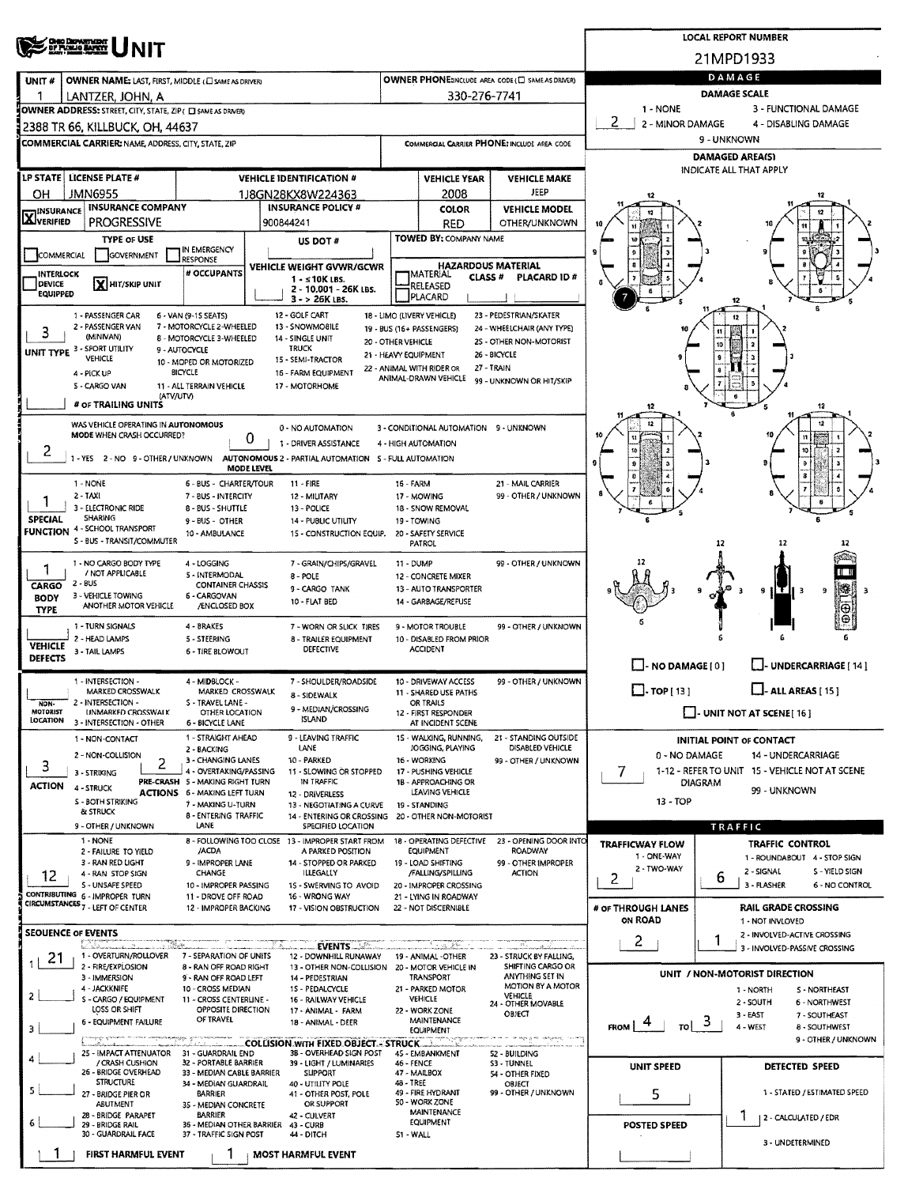# UNIT

**LOCAL REPORT NUMBER:** 21MPD1933

| Field | Value |
|---|---|
| UNIT # | 1 |
| OWNER NAME: LAST, FIRST, MIDDLE | LANTZER, JOHN, A |
| OWNER PHONE | 330-276-7741 |
| OWNER ADDRESS | 2388 TR 66, KILLBUCK, OH, 44637 |
| COMMERCIAL CARRIER | |
| COMMERCIAL CARRIER PHONE | |
| LP STATE | OH |
| LICENSE PLATE # | JMN6955 |
| VEHICLE IDENTIFICATION # | 1J8GN28KX8W224363 |
| VEHICLE YEAR | 2008 |
| VEHICLE MAKE | JEEP |
| INSURANCE VERIFIED | X |
| INSURANCE COMPANY | PROGRESSIVE |
| INSURANCE POLICY # | 900844241 |
| COLOR | RED |
| VEHICLE MODEL | OTHER/UNKNOWN |
| TYPE OF USE | |
| US DOT # | |
| TOWED BY: COMPANY NAME | |
| INTERLOCK DEVICE EQUIPPED | |
| HIT/SKIP UNIT | X |
| # OCCUPANTS | |
| VEHICLE WEIGHT GVWR/GCWR | |
| HAZARDOUS MATERIAL | |
| UNIT TYPE | 3 |
| # OF TRAILING UNITS | |
| WAS VEHICLE OPERATING IN AUTONOMOUS MODE WHEN CRASH OCCURRED? | 2 |
| AUTONOMOUS MODE LEVEL | 0 |
| SPECIAL FUNCTION | 1 |
| CARGO BODY TYPE | 1 |
| VEHICLE DEFECTS | |
| NON-MOTORIST LOCATION | |
| ACTION | 3 |
| PRE-CRASH ACTIONS | 2 |
| CONTRIBUTING CIRCUMSTANCES | 12 |

**Unit Type codes:** 1 - PASSENGER CAR; 2 - PASSENGER VAN (MINIVAN); 3 - SPORT UTILITY VEHICLE; 4 - PICK UP; 5 - CARGO VAN; 6 - VAN (9-15 SEATS); 7 - MOTORCYCLE 2-WHEELED; 8 - MOTORCYCLE 3-WHEELED; 9 - AUTOCYCLE; 10 - MOPED OR MOTORIZED BICYCLE; 11 - ALL TERRAIN VEHICLE (ATV/UTV); 12 - GOLF CART; 13 - SNOWMOBILE; 14 - SINGLE UNIT TRUCK; 15 - SEMI-TRACTOR; 16 - FARM EQUIPMENT; 17 - MOTORHOME; 18 - LIMO (LIVERY VEHICLE); 19 - BUS (16+ PASSENGERS); 20 - OTHER VEHICLE; 21 - HEAVY EQUIPMENT; 22 - ANIMAL WITH RIDER OR ANIMAL-DRAWN VEHICLE; 23 - PEDESTRIAN/SKATER; 24 - WHEELCHAIR (ANY TYPE); 25 - OTHER NON-MOTORIST; 26 - BICYCLE; 27 - TRAIN; 99 - UNKNOWN OR HIT/SKIP

**Autonomous:** 1 - YES; 2 - NO; 9 - OTHER / UNKNOWN. **Mode Level:** 0 - NO AUTOMATION; 1 - DRIVER ASSISTANCE; 2 - PARTIAL AUTOMATION; 3 - CONDITIONAL AUTOMATION; 4 - HIGH AUTOMATION; 5 - FULL AUTOMATION; 9 - UNKNOWN

**Special Function:** 1 - NONE; 2 - TAXI; 3 - ELECTRONIC RIDE SHARING; 4 - SCHOOL TRANSPORT; 5 - BUS - TRANSIT/COMMUTER; 6 - BUS - CHARTER/TOUR; 7 - BUS - INTERCITY; 8 - BUS - SHUTTLE; 9 - BUS - OTHER; 10 - AMBULANCE; 11 - FIRE; 12 - MILITARY; 13 - POLICE; 14 - PUBLIC UTILITY; 15 - CONSTRUCTION EQUIP.; 16 - FARM; 17 - MOWING; 18 - SNOW REMOVAL; 19 - TOWING; 20 - SAFETY SERVICE PATROL; 21 - MAIL CARRIER; 99 - OTHER / UNKNOWN

**Cargo Body Type:** 1 - NO CARGO BODY TYPE / NOT APPLICABLE; 2 - BUS; 3 - VEHICLE TOWING ANOTHER MOTOR VEHICLE; 4 - LOGGING; 5 - INTERMODAL CONTAINER CHASSIS; 6 - CARGOVAN /ENCLOSED BOX; 7 - GRAIN/CHIPS/GRAVEL; 8 - POLE; 9 - CARGO TANK; 10 - FLAT BED; 11 - DUMP; 12 - CONCRETE MIXER; 13 - AUTO TRANSPORTER; 14 - GARBAGE/REFUSE; 99 - OTHER / UNKNOWN

**Vehicle Defects:** 1 - TURN SIGNALS; 2 - HEAD LAMPS; 3 - TAIL LAMPS; 4 - BRAKES; 5 - STEERING; 6 - TIRE BLOWOUT; 7 - WORN OR SLICK TIRES; 8 - TRAILER EQUIPMENT DEFECTIVE; 9 - MOTOR TROUBLE; 10 - DISABLED FROM PRIOR ACCIDENT; 99 - OTHER / UNKNOWN

**Non-Motorist Location:** 1 - INTERSECTION - MARKED CROSSWALK; 2 - INTERSECTION - UNMARKED CROSSWALK; 3 - INTERSECTION - OTHER; 4 - MIDBLOCK - MARKED CROSSWALK; 5 - TRAVEL LANE - OTHER LOCATION; 6 - BICYCLE LANE; 7 - SHOULDER/ROADSIDE; 8 - SIDEWALK; 9 - MEDIAN/CROSSING ISLAND; 10 - DRIVEWAY ACCESS; 11 - SHARED USE PATHS OR TRAILS; 12 - FIRST RESPONDER AT INCIDENT SCENE; 99 - OTHER / UNKNOWN

**Action:** 1 - NON-CONTACT; 2 - NON-COLLISION; 3 - STRIKING; 4 - STRUCK; 5 - BOTH STRIKING & STRUCK; 9 - OTHER / UNKNOWN

**Pre-Crash Actions:** 1 - STRAIGHT AHEAD; 2 - BACKING; 3 - CHANGING LANES; 4 - OVERTAKING/PASSING; 5 - MAKING RIGHT TURN; 6 - MAKING LEFT TURN; 7 - MAKING U-TURN; 8 - ENTERING TRAFFIC LANE; 9 - LEAVING TRAFFIC LANE; 10 - PARKED; 11 - SLOWING OR STOPPED IN TRAFFIC; 12 - DRIVERLESS; 13 - NEGOTIATING A CURVE; 14 - ENTERING OR CROSSING SPECIFIED LOCATION; 15 - WALKING, RUNNING, JOGGING, PLAYING; 16 - WORKING; 17 - PUSHING VEHICLE; 18 - APPROACHING OR LEAVING VEHICLE; 19 - STANDING; 20 - OTHER NON-MOTORIST; 21 - STANDING OUTSIDE DISABLED VEHICLE; 99 - OTHER / UNKNOWN

**Contributing Circumstances:** 1 - NONE; 2 - FAILURE TO YIELD; 3 - RAN RED LIGHT; 4 - RAN STOP SIGN; 5 - UNSAFE SPEED; 6 - IMPROPER TURN; 7 - LEFT OF CENTER; 8 - FOLLOWING TOO CLOSE /ACDA; 9 - IMPROPER LANE CHANGE; 10 - IMPROPER PASSING; 11 - DROVE OFF ROAD; 12 - IMPROPER BACKING; 13 - IMPROPER START FROM A PARKED POSITION; 14 - STOPPED OR PARKED ILLEGALLY; 15 - SWERVING TO AVOID; 16 - WRONG WAY; 17 - VISION OBSTRUCTION; 18 - OPERATING DEFECTIVE EQUIPMENT; 19 - LOAD SHIFTING /FALLING/SPILLING; 20 - IMPROPER CROSSING; 21 - LYING IN ROADWAY; 22 - NOT DISCERNIBLE; 23 - OPENING DOOR INTO ROADWAY; 99 - OTHER IMPROPER ACTION

## SEQUENCE OF EVENTS

| # | Event |
|---|---|
| 1 | 21 |
| 2 | |
| 3 | |
| 4 | |
| 5 | |
| 6 | |

FIRST HARMFUL EVENT: 1 | MOST HARMFUL EVENT: 1

**Events:** 1 - OVERTURN/ROLLOVER; 2 - FIRE/EXPLOSION; 3 - IMMERSION; 4 - JACKKNIFE; 5 - CARGO / EQUIPMENT LOSS OR SHIFT; 6 - EQUIPMENT FAILURE; 7 - SEPARATION OF UNITS; 8 - RAN OFF ROAD RIGHT; 9 - RAN OFF ROAD LEFT; 10 - CROSS MEDIAN; 11 - CROSS CENTERLINE - OPPOSITE DIRECTION OF TRAVEL; 12 - DOWNHILL RUNAWAY; 13 - OTHER NON-COLLISION; 14 - PEDESTRIAN; 15 - PEDALCYCLE; 16 - RAILWAY VEHICLE; 17 - ANIMAL - FARM; 18 - ANIMAL - DEER; 19 - ANIMAL -OTHER; 20 - MOTOR VEHICLE IN TRANSPORT; 21 - PARKED MOTOR VEHICLE; 22 - WORK ZONE MAINTENANCE EQUIPMENT; 23 - STRUCK BY FALLING, SHIFTING CARGO OR ANYTHING SET IN MOTION BY A MOTOR VEHICLE; 24 - OTHER MOVABLE OBJECT

**Collision with Fixed Object - Struck:** 25 - IMPACT ATTENUATOR / CRASH CUSHION; 26 - BRIDGE OVERHEAD STRUCTURE; 27 - BRIDGE PIER OR ABUTMENT; 28 - BRIDGE PARAPET; 29 - BRIDGE RAIL; 30 - GUARDRAIL FACE; 31 - GUARDRAIL END; 32 - PORTABLE BARRIER; 33 - MEDIAN CABLE BARRIER; 34 - MEDIAN GUARDRAIL BARRIER; 35 - MEDIAN CONCRETE BARRIER; 36 - MEDIAN OTHER BARRIER; 37 - TRAFFIC SIGN POST; 38 - OVERHEAD SIGN POST; 39 - LIGHT / LUMINARIES SUPPORT; 40 - UTILITY POLE; 41 - OTHER POST, POLE OR SUPPORT; 42 - CULVERT; 43 - CURB; 44 - DITCH; 45 - EMBANKMENT; 46 - FENCE; 47 - MAILBOX; 48 - TREE; 49 - FIRE HYDRANT; 50 - WORK ZONE MAINTENANCE EQUIPMENT; 51 - WALL; 52 - BUILDING; 53 - TUNNEL; 54 - OTHER FIXED OBJECT; 99 - OTHER / UNKNOWN

## DAMAGE

**DAMAGE SCALE:** 2 (1 - NONE; 2 - MINOR DAMAGE; 3 - FUNCTIONAL DAMAGE; 4 - DISABLING DAMAGE; 9 - UNKNOWN)

**DAMAGED AREA(S)** (INDICATE ALL THAT APPLY): 7

- NO DAMAGE [0]
- UNDERCARRIAGE [14]
- TOP [13]
- ALL AREAS [15]
- UNIT NOT AT SCENE [16]

**INITIAL POINT OF CONTACT:** 7 (0 - NO DAMAGE; 1-12 - REFER TO UNIT DIAGRAM; 13 - TOP; 14 - UNDERCARRIAGE; 15 - VEHICLE NOT AT SCENE; 99 - UNKNOWN)

## TRAFFIC

| Field | Value |
|---|---|
| TRAFFICWAY FLOW | 2 (1 - ONE-WAY; 2 - TWO-WAY) |
| TRAFFIC CONTROL | 6 (1 - ROUNDABOUT; 2 - SIGNAL; 3 - FLASHER; 4 - STOP SIGN; 5 - YIELD SIGN; 6 - NO CONTROL) |
| # OF THROUGH LANES ON ROAD | 2 |
| RAIL GRADE CROSSING | 1 (1 - NOT INVOLVED; 2 - INVOLVED-ACTIVE CROSSING; 3 - INVOLVED-PASSIVE CROSSING) |

**UNIT / NON-MOTORIST DIRECTION:** FROM 4 TO 3 (1 - NORTH; 2 - SOUTH; 3 - EAST; 4 - WEST; 5 - NORTHEAST; 6 - NORTHWEST; 7 - SOUTHEAST; 8 - SOUTHWEST; 9 - OTHER / UNKNOWN)

| Field | Value |
|---|---|
| UNIT SPEED | 5 |
| DETECTED SPEED | 1 (1 - STATED / ESTIMATED SPEED; 2 - CALCULATED / EDR; 3 - UNDETERMINED) |
| POSTED SPEED | |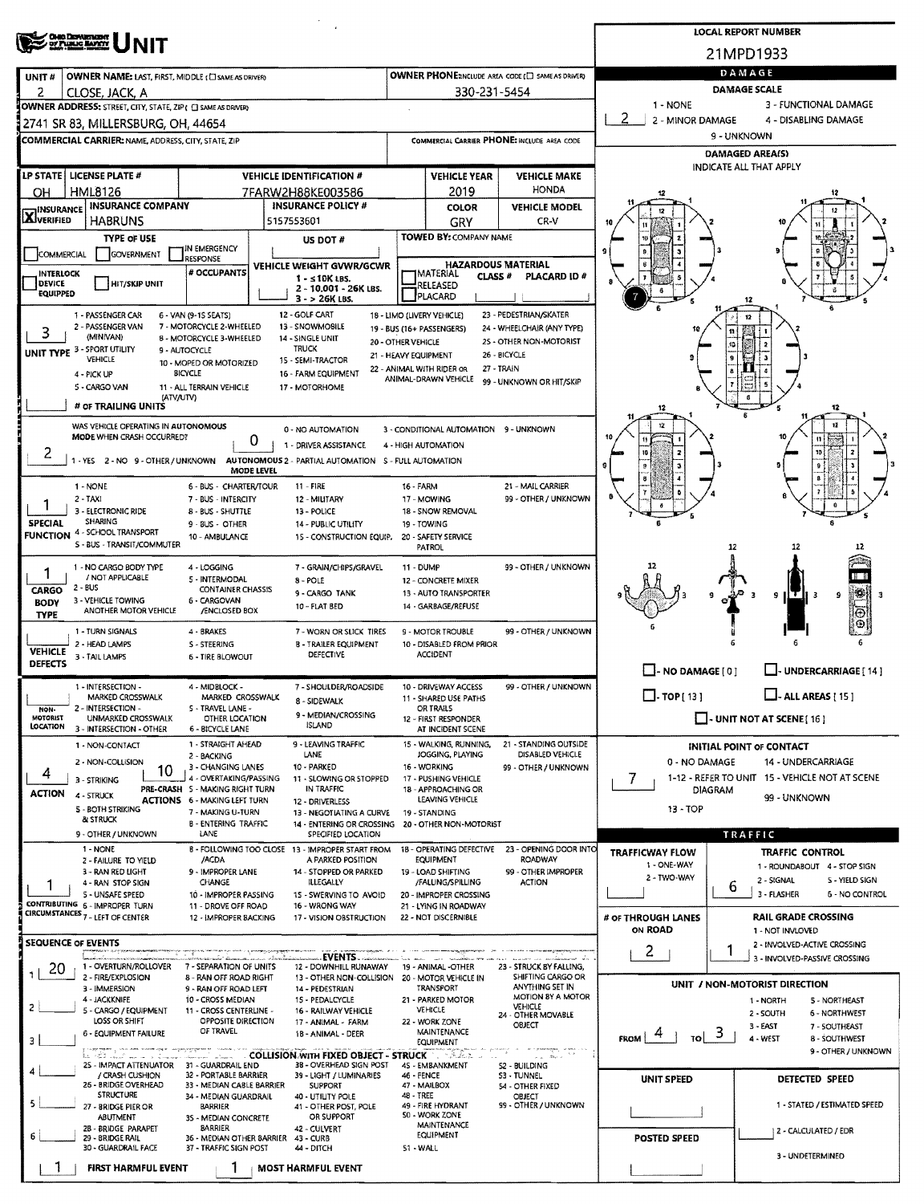# UNIT

**LOCAL REPORT NUMBER:** 21MPD1933

| UNIT # | OWNER NAME: LAST, FIRST, MIDDLE ( ☐ SAME AS DRIVER) | OWNER PHONE: INCLUDE AREA CODE ( ☐ SAME AS DRIVER) |
|---|---|---|
| 2 | CLOSE, JACK, A | 330-231-5454 |

**OWNER ADDRESS:** STREET, CITY, STATE, ZIP ( ☐ SAME AS DRIVER)
2741 SR 83, MILLERSBURG, OH, 44654

**COMMERCIAL CARRIER:** NAME, ADDRESS, CITY, STATE, ZIP

**COMMERCIAL CARRIER PHONE:** INCLUDE AREA CODE

| LP STATE | LICENSE PLATE # | VEHICLE IDENTIFICATION # | VEHICLE YEAR | VEHICLE MAKE |
|---|---|---|---|---|
| OH | HML8126 | 7FARW2H88KE003586 | 2019 | HONDA |

| INSURANCE VERIFIED | INSURANCE COMPANY | INSURANCE POLICY # | COLOR | VEHICLE MODEL |
|---|---|---|---|---|
| X | HABRUNS | 5157553601 | GRY | CR-V |

**TYPE OF USE:** ☐ COMMERCIAL ☐ GOVERNMENT ☐ IN EMERGENCY RESPONSE

**US DOT #:**

**TOWED BY:** COMPANY NAME

☐ INTERLOCK DEVICE EQUIPPED ☐ HIT/SKIP UNIT

**# OCCUPANTS:**

**VEHICLE WEIGHT GVWR/GCWR:** 1 - ≤10K LBS. 2 - 10,001 - 26K LBS. 3 - > 26K LBS.

**HAZARDOUS MATERIAL:** ☐ MATERIAL RELEASED ☐ PLACARD CLASS # PLACARD ID #

**UNIT TYPE:** 3
1 - PASSENGER CAR, 2 - PASSENGER VAN (MINIVAN), 3 - SPORT UTILITY VEHICLE, 4 - PICK UP, 5 - CARGO VAN, 6 - VAN (9-15 SEATS), 7 - MOTORCYCLE 2-WHEELED, 8 - MOTORCYCLE 3-WHEELED, 9 - AUTOCYCLE, 10 - MOPED OR MOTORIZED BICYCLE, 11 - ALL TERRAIN VEHICLE (ATV/UTV), 12 - GOLF CART, 13 - SNOWMOBILE, 14 - SINGLE UNIT TRUCK, 15 - SEMI-TRACTOR, 16 - FARM EQUIPMENT, 17 - MOTORHOME, 18 - LIMO (LIVERY VEHICLE), 19 - BUS (16+ PASSENGERS), 20 - OTHER VEHICLE, 21 - HEAVY EQUIPMENT, 22 - ANIMAL WITH RIDER OR ANIMAL-DRAWN VEHICLE, 23 - PEDESTRIAN/SKATER, 24 - WHEELCHAIR (ANY TYPE), 25 - OTHER NON-MOTORIST, 26 - BICYCLE, 27 - TRAIN, 99 - UNKNOWN OR HIT/SKIP

**# OF TRAILING UNITS:**

**WAS VEHICLE OPERATING IN AUTONOMOUS MODE WHEN CRASH OCCURRED?** 2
1 - YES 2 - NO 9 - OTHER / UNKNOWN

**AUTONOMOUS MODE LEVEL:** 0
0 - NO AUTOMATION, 1 - DRIVER ASSISTANCE, 2 - PARTIAL AUTOMATION, 3 - CONDITIONAL AUTOMATION, 4 - HIGH AUTOMATION, 5 - FULL AUTOMATION, 9 - UNKNOWN

**SPECIAL FUNCTION:** 1
1 - NONE, 2 - TAXI, 3 - ELECTRONIC RIDE SHARING, 4 - SCHOOL TRANSPORT, 5 - BUS - TRANSIT/COMMUTER, 6 - BUS - CHARTER/TOUR, 7 - BUS - INTERCITY, 8 - BUS - SHUTTLE, 9 - BUS - OTHER, 10 - AMBULANCE, 11 - FIRE, 12 - MILITARY, 13 - POLICE, 14 - PUBLIC UTILITY, 15 - CONSTRUCTION EQUIP., 16 - FARM, 17 - MOWING, 18 - SNOW REMOVAL, 19 - TOWING, 20 - SAFETY SERVICE PATROL, 21 - MAIL CARRIER, 99 - OTHER / UNKNOWN

**CARGO BODY TYPE:** 1
1 - NO CARGO BODY TYPE / NOT APPLICABLE, 2 - BUS, 3 - VEHICLE TOWING ANOTHER MOTOR VEHICLE, 4 - LOGGING, 5 - INTERMODAL CONTAINER CHASSIS, 6 - CARGOVAN /ENCLOSED BOX, 7 - GRAIN/CHIPS/GRAVEL, 8 - POLE, 9 - CARGO TANK, 10 - FLAT BED, 11 - DUMP, 12 - CONCRETE MIXER, 13 - AUTO TRANSPORTER, 14 - GARBAGE/REFUSE, 99 - OTHER / UNKNOWN

**VEHICLE DEFECTS:**
1 - TURN SIGNALS, 2 - HEAD LAMPS, 3 - TAIL LAMPS, 4 - BRAKES, 5 - STEERING, 6 - TIRE BLOWOUT, 7 - WORN OR SLICK TIRES, 8 - TRAILER EQUIPMENT DEFECTIVE, 9 - MOTOR TROUBLE, 10 - DISABLED FROM PRIOR ACCIDENT, 99 - OTHER / UNKNOWN

**NON-MOTORIST LOCATION:**
1 - INTERSECTION - MARKED CROSSWALK, 2 - INTERSECTION - UNMARKED CROSSWALK, 3 - INTERSECTION - OTHER, 4 - MIDBLOCK - MARKED CROSSWALK, 5 - TRAVEL LANE - OTHER LOCATION, 6 - BICYCLE LANE, 7 - SHOULDER/ROADSIDE, 8 - SIDEWALK, 9 - MEDIAN/CROSSING ISLAND, 10 - DRIVEWAY ACCESS, 11 - SHARED USE PATHS OR TRAILS, 12 - FIRST RESPONDER AT INCIDENT SCENE, 99 - OTHER / UNKNOWN

**ACTION:** 4
1 - NON-CONTACT, 2 - NON-COLLISION, 3 - STRIKING, 4 - STRUCK, 5 - BOTH STRIKING & STRUCK, 9 - OTHER / UNKNOWN

**PRE-CRASH ACTIONS:** 10
1 - STRAIGHT AHEAD, 2 - BACKING, 3 - CHANGING LANES, 4 - OVERTAKING/PASSING, 5 - MAKING RIGHT TURN, 6 - MAKING LEFT TURN, 7 - MAKING U-TURN, 8 - ENTERING TRAFFIC LANE, 9 - LEAVING TRAFFIC LANE, 10 - PARKED, 11 - SLOWING OR STOPPED IN TRAFFIC, 12 - DRIVERLESS, 13 - NEGOTIATING A CURVE, 14 - ENTERING OR CROSSING SPECIFIED LOCATION, 15 - WALKING, RUNNING, JOGGING, PLAYING, 16 - WORKING, 17 - PUSHING VEHICLE, 18 - APPROACHING OR LEAVING VEHICLE, 19 - STANDING, 20 - OTHER NON-MOTORIST, 21 - STANDING OUTSIDE DISABLED VEHICLE, 99 - OTHER / UNKNOWN

**CONTRIBUTING CIRCUMSTANCES:** 1
1 - NONE, 2 - FAILURE TO YIELD, 3 - RAN RED LIGHT, 4 - RAN STOP SIGN, 5 - UNSAFE SPEED, 6 - IMPROPER TURN, 7 - LEFT OF CENTER, 8 - FOLLOWING TOO CLOSE /ACDA, 9 - IMPROPER LANE CHANGE, 10 - IMPROPER PASSING, 11 - DROVE OFF ROAD, 12 - IMPROPER BACKING, 13 - IMPROPER START FROM A PARKED POSITION, 14 - STOPPED OR PARKED ILLEGALLY, 15 - SWERVING TO AVOID, 16 - WRONG WAY, 17 - VISION OBSTRUCTION, 18 - OPERATING DEFECTIVE EQUIPMENT, 19 - LOAD SHIFTING /FALLING/SPILLING, 20 - IMPROPER CROSSING, 21 - LYING IN ROADWAY, 22 - NOT DISCERNIBLE, 23 - OPENING DOOR INTO ROADWAY, 99 - OTHER IMPROPER ACTION

**SEQUENCE OF EVENTS:**
1: 20
2:
3:
4:
5:
6:

**EVENTS:** 1 - OVERTURN/ROLLOVER, 2 - FIRE/EXPLOSION, 3 - IMMERSION, 4 - JACKKNIFE, 5 - CARGO / EQUIPMENT LOSS OR SHIFT, 6 - EQUIPMENT FAILURE, 7 - SEPARATION OF UNITS, 8 - RAN OFF ROAD RIGHT, 9 - RAN OFF ROAD LEFT, 10 - CROSS MEDIAN, 11 - CROSS CENTERLINE - OPPOSITE DIRECTION OF TRAVEL, 12 - DOWNHILL RUNAWAY, 13 - OTHER NON-COLLISION, 14 - PEDESTRIAN, 15 - PEDALCYCLE, 16 - RAILWAY VEHICLE, 17 - ANIMAL - FARM, 18 - ANIMAL - DEER, 19 - ANIMAL -OTHER, 20 - MOTOR VEHICLE IN TRANSPORT, 21 - PARKED MOTOR VEHICLE, 22 - WORK ZONE MAINTENANCE EQUIPMENT, 23 - STRUCK BY FALLING, SHIFTING CARGO OR ANYTHING SET IN MOTION BY A MOTOR VEHICLE, 24 - OTHER MOVABLE OBJECT

**COLLISION WITH FIXED OBJECT - STRUCK:** 25 - IMPACT ATTENUATOR / CRASH CUSHION, 26 - BRIDGE OVERHEAD STRUCTURE, 27 - BRIDGE PIER OR ABUTMENT, 28 - BRIDGE PARAPET, 29 - BRIDGE RAIL, 30 - GUARDRAIL FACE, 31 - GUARDRAIL END, 32 - PORTABLE BARRIER, 33 - MEDIAN CABLE BARRIER, 34 - MEDIAN GUARDRAIL BARRIER, 35 - MEDIAN CONCRETE BARRIER, 36 - MEDIAN OTHER BARRIER, 37 - TRAFFIC SIGN POST, 38 - OVERHEAD SIGN POST, 39 - LIGHT / LUMINARIES SUPPORT, 40 - UTILITY POLE, 41 - OTHER POST, POLE OR SUPPORT, 42 - CULVERT, 43 - CURB, 44 - DITCH, 45 - EMBANKMENT, 46 - FENCE, 47 - MAILBOX, 48 - TREE, 49 - FIRE HYDRANT, 50 - WORK ZONE MAINTENANCE EQUIPMENT, 51 - WALL, 52 - BUILDING, 53 - TUNNEL, 54 - OTHER FIXED OBJECT, 99 - OTHER / UNKNOWN

**FIRST HARMFUL EVENT:** 1 **MOST HARMFUL EVENT:** 1

## DAMAGE

**DAMAGE SCALE:** 2
1 - NONE, 2 - MINOR DAMAGE, 3 - FUNCTIONAL DAMAGE, 4 - DISABLING DAMAGE, 9 - UNKNOWN

**DAMAGED AREA(S):** INDICATE ALL THAT APPLY — 7

☐ - NO DAMAGE [ 0 ] ☐ - UNDERCARRIAGE [ 14 ] ☐ - TOP [ 13 ] ☐ - ALL AREAS [ 15 ] ☐ - UNIT NOT AT SCENE [ 16 ]

**INITIAL POINT OF CONTACT:** 7
0 - NO DAMAGE, 1-12 - REFER TO UNIT DIAGRAM, 13 - TOP, 14 - UNDERCARRIAGE, 15 - VEHICLE NOT AT SCENE, 99 - UNKNOWN

## TRAFFIC

**TRAFFICWAY FLOW:** 1 - ONE-WAY, 2 - TWO-WAY

**TRAFFIC CONTROL:** 6
1 - ROUNDABOUT, 2 - SIGNAL, 3 - FLASHER, 4 - STOP SIGN, 5 - YIELD SIGN, 6 - NO CONTROL

**# OF THROUGH LANES ON ROAD:** 2

**RAIL GRADE CROSSING:** 1
1 - NOT INVOLVED, 2 - INVOLVED-ACTIVE CROSSING, 3 - INVOLVED-PASSIVE CROSSING

**UNIT / NON-MOTORIST DIRECTION:** FROM 4 TO 3
1 - NORTH, 2 - SOUTH, 3 - EAST, 4 - WEST, 5 - NORTHEAST, 6 - NORTHWEST, 7 - SOUTHEAST, 8 - SOUTHWEST, 9 - OTHER / UNKNOWN

**UNIT SPEED:**

**POSTED SPEED:**

**DETECTED SPEED:** 1 - STATED / ESTIMATED SPEED, 2 - CALCULATED / EDR, 3 - UNDETERMINED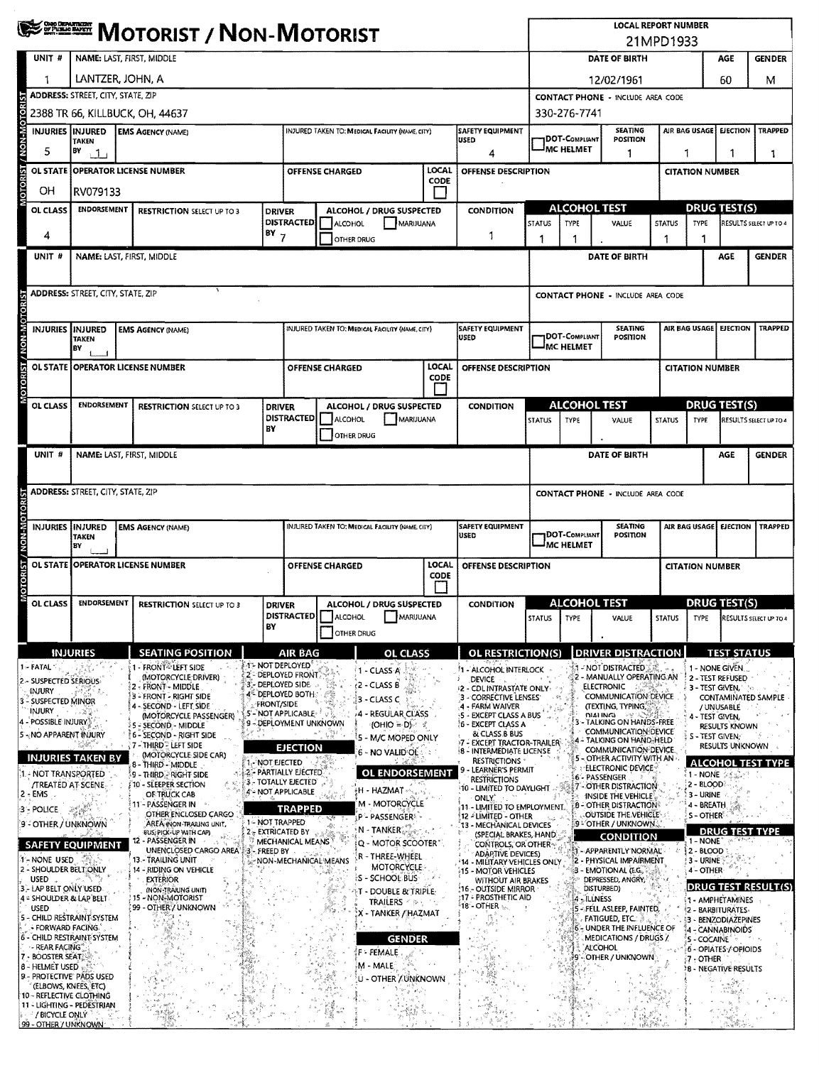# MOTORIST / NON-MOTORIST

**LOCAL REPORT NUMBER**
21MPD1933

## MOTORIST / NON-MOTORIST (Unit 1)

| UNIT # | NAME: LAST, FIRST, MIDDLE | DATE OF BIRTH | AGE | GENDER |
|---|---|---|---|---|
| 1 | LANTZER, JOHN, A | 12/02/1961 | 60 | M |

| ADDRESS: STREET, CITY, STATE, ZIP | CONTACT PHONE - INCLUDE AREA CODE |
|---|---|
| 2388 TR 66, KILLBUCK, OH, 44637 | 330-276-7741 |

| INJURIES | INJURED TAKEN BY | EMS AGENCY (NAME) | INJURED TAKEN TO: MEDICAL FACILITY (NAME, CITY) | SAFETY EQUIPMENT USED | DOT-COMPLIANT MC HELMET | SEATING POSITION | AIR BAG USAGE | EJECTION | TRAPPED |
|---|---|---|---|---|---|---|---|---|---|
| 5 | 1 | | | 4 | | 1 | 1 | 1 | 1 |

| OL STATE | OPERATOR LICENSE NUMBER | OFFENSE CHARGED | LOCAL CODE | OFFENSE DESCRIPTION | CITATION NUMBER |
|---|---|---|---|---|---|
| OH | RV079133 | | ☐ | | |

| OL CLASS | ENDORSEMENT | RESTRICTION SELECT UP TO 3 | DRIVER DISTRACTED BY | ALCOHOL / DRUG SUSPECTED | CONDITION | ALCOHOL TEST STATUS | ALCOHOL TEST TYPE | ALCOHOL TEST VALUE | DRUG TEST STATUS | DRUG TEST TYPE | DRUG TEST RESULTS SELECT UP TO 4 |
|---|---|---|---|---|---|---|---|---|---|---|---|
| 4 | | | 7 | ☐ ALCOHOL ☐ MARIJUANA ☐ OTHER DRUG | 1 | 1 | 1 | . | 1 | 1 | |

## MOTORIST / NON-MOTORIST (Unit blank)

| UNIT # | NAME: LAST, FIRST, MIDDLE | DATE OF BIRTH | AGE | GENDER |
|---|---|---|---|---|
| | | | | |

| ADDRESS: STREET, CITY, STATE, ZIP | CONTACT PHONE - INCLUDE AREA CODE |
|---|---|
| | |

| INJURIES | INJURED TAKEN BY | EMS AGENCY (NAME) | INJURED TAKEN TO: MEDICAL FACILITY (NAME, CITY) | SAFETY EQUIPMENT USED | DOT-COMPLIANT MC HELMET | SEATING POSITION | AIR BAG USAGE | EJECTION | TRAPPED |
|---|---|---|---|---|---|---|---|---|---|
| | | | | | | | | | |

| OL STATE | OPERATOR LICENSE NUMBER | OFFENSE CHARGED | LOCAL CODE | OFFENSE DESCRIPTION | CITATION NUMBER |
|---|---|---|---|---|---|
| | | | ☐ | | |

| OL CLASS | ENDORSEMENT | RESTRICTION SELECT UP TO 3 | DRIVER DISTRACTED BY | ALCOHOL / DRUG SUSPECTED | CONDITION | ALCOHOL TEST STATUS | ALCOHOL TEST TYPE | ALCOHOL TEST VALUE | DRUG TEST STATUS | DRUG TEST TYPE | DRUG TEST RESULTS SELECT UP TO 4 |
|---|---|---|---|---|---|---|---|---|---|---|---|
| | | | | ☐ ALCOHOL ☐ MARIJUANA ☐ OTHER DRUG | | | | . | | | |

## MOTORIST / NON-MOTORIST (Unit blank)

| UNIT # | NAME: LAST, FIRST, MIDDLE | DATE OF BIRTH | AGE | GENDER |
|---|---|---|---|---|
| | | | | |

| ADDRESS: STREET, CITY, STATE, ZIP | CONTACT PHONE - INCLUDE AREA CODE |
|---|---|
| | |

| INJURIES | INJURED TAKEN BY | EMS AGENCY (NAME) | INJURED TAKEN TO: MEDICAL FACILITY (NAME, CITY) | SAFETY EQUIPMENT USED | DOT-COMPLIANT MC HELMET | SEATING POSITION | AIR BAG USAGE | EJECTION | TRAPPED |
|---|---|---|---|---|---|---|---|---|---|
| | | | | | | | | | |

| OL STATE | OPERATOR LICENSE NUMBER | OFFENSE CHARGED | LOCAL CODE | OFFENSE DESCRIPTION | CITATION NUMBER |
|---|---|---|---|---|---|
| | | | ☐ | | |

| OL CLASS | ENDORSEMENT | RESTRICTION SELECT UP TO 3 | DRIVER DISTRACTED BY | ALCOHOL / DRUG SUSPECTED | CONDITION | ALCOHOL TEST STATUS | ALCOHOL TEST TYPE | ALCOHOL TEST VALUE | DRUG TEST STATUS | DRUG TEST TYPE | DRUG TEST RESULTS SELECT UP TO 4 |
|---|---|---|---|---|---|---|---|---|---|---|---|
| | | | | ☐ ALCOHOL ☐ MARIJUANA ☐ OTHER DRUG | | | | . | | | |

## CODES

**INJURIES**
1 - FATAL
2 - SUSPECTED SERIOUS INJURY
3 - SUSPECTED MINOR INJURY
4 - POSSIBLE INJURY
5 - NO APPARENT INJURY

**INJURIES TAKEN BY**
1 - NOT TRANSPORTED /TREATED AT SCENE
2 - EMS
3 - POLICE
9 - OTHER / UNKNOWN

**SAFETY EQUIPMENT**
1 - NONE USED
2 - SHOULDER BELT ONLY USED
3 - LAP BELT ONLY USED
4 - SHOULDER & LAP BELT USED
5 - CHILD RESTRAINT SYSTEM - FORWARD FACING
6 - CHILD RESTRAINT SYSTEM - REAR FACING
7 - BOOSTER SEAT
8 - HELMET USED
9 - PROTECTIVE PADS USED (ELBOWS, KNEES, ETC)
10 - REFLECTIVE CLOTHING
11 - LIGHTING - PEDESTRIAN / BICYCLE ONLY
99 - OTHER / UNKNOWN

**SEATING POSITION**
1 - FRONT - LEFT SIDE (MOTORCYCLE DRIVER)
2 - FRONT - MIDDLE
3 - FRONT - RIGHT SIDE
4 - SECOND - LEFT SIDE (MOTORCYCLE PASSENGER)
5 - SECOND - MIDDLE
6 - SECOND - RIGHT SIDE
7 - THIRD - LEFT SIDE (MOTORCYCLE SIDE CAR)
8 - THIRD - MIDDLE
9 - THIRD - RIGHT SIDE
10 - SLEEPER SECTION OF TRUCK CAB
11 - PASSENGER IN OTHER ENCLOSED CARGO AREA (NON-TRAILING UNIT, BUS, PICK-UP WITH CAP)
12 - PASSENGER IN UNENCLOSED CARGO AREA
13 - TRAILING UNIT
14 - RIDING ON VEHICLE EXTERIOR (NON-TRAILING UNIT)
15 - NON-MOTORIST
99 - OTHER / UNKNOWN

**AIR BAG**
1 - NOT DEPLOYED
2 - DEPLOYED FRONT
3 - DEPLOYED SIDE
4 - DEPLOYED BOTH FRONT/SIDE
5 - NOT APPLICABLE
9 - DEPLOYMENT UNKNOWN

**EJECTION**
1 - NOT EJECTED
2 - PARTIALLY EJECTED
3 - TOTALLY EJECTED
4 - NOT APPLICABLE

**TRAPPED**
1 - NOT TRAPPED
2 - EXTRICATED BY MECHANICAL MEANS
3 - FREED BY NON-MECHANICAL MEANS

**OL CLASS**
1 - CLASS A
2 - CLASS B
3 - CLASS C
4 - REGULAR CLASS (OHIO = D)
5 - M/C MOPED ONLY
6 - NO VALID OL

**OL ENDORSEMENT**
H - HAZMAT
M - MOTORCYCLE
P - PASSENGER
N - TANKER
Q - MOTOR SCOOTER
R - THREE-WHEEL MOTORCYCLE
S - SCHOOL BUS
T - DOUBLE & TRIPLE TRAILERS
X - TANKER / HAZMAT

**GENDER**
F - FEMALE
M - MALE
U - OTHER / UNKNOWN

**OL RESTRICTION(S)**
1 - ALCOHOL INTERLOCK DEVICE
2 - CDL INTRASTATE ONLY
3 - CORRECTIVE LENSES
4 - FARM WAIVER
5 - EXCEPT CLASS A BUS
6 - EXCEPT CLASS A & CLASS B BUS
7 - EXCEPT TRACTOR-TRAILER
8 - INTERMEDIATE LICENSE RESTRICTIONS
9 - LEARNER'S PERMIT RESTRICTIONS
10 - LIMITED TO DAYLIGHT ONLY
11 - LIMITED TO EMPLOYMENT
12 - LIMITED - OTHER
13 - MECHANICAL DEVICES (SPECIAL BRAKES, HAND CONTROLS, OR OTHER ADAPTIVE DEVICES)
14 - MILITARY VEHICLES ONLY
15 - MOTOR VEHICLES WITHOUT AIR BRAKES
16 - OUTSIDE MIRROR
17 - PROSTHETIC AID
18 - OTHER

**DRIVER DISTRACTION**
1 - NOT DISTRACTED
2 - MANUALLY OPERATING AN ELECTRONIC COMMUNICATION DEVICE (TEXTING, TYPING, DIALING)
3 - TALKING ON HANDS-FREE COMMUNICATION DEVICE
4 - TALKING ON HAND-HELD COMMUNICATION DEVICE
5 - OTHER ACTIVITY WITH AN ELECTRONIC DEVICE
6 - PASSENGER
7 - OTHER DISTRACTION INSIDE THE VEHICLE
8 - OTHER DISTRACTION OUTSIDE THE VEHICLE
9 - OTHER / UNKNOWN

**CONDITION**
1 - APPARENTLY NORMAL
2 - PHYSICAL IMPAIRMENT
3 - EMOTIONAL (E.G., DEPRESSED, ANGRY, DISTURBED)
4 - ILLNESS
5 - FELL ASLEEP, FAINTED, FATIGUED, ETC.
6 - UNDER THE INFLUENCE OF MEDICATIONS / DRUGS / ALCOHOL
9 - OTHER / UNKNOWN

**TEST STATUS**
1 - NONE GIVEN
2 - TEST REFUSED
3 - TEST GIVEN, CONTAMINATED SAMPLE / UNUSABLE
4 - TEST GIVEN, RESULTS KNOWN
5 - TEST GIVEN, RESULTS UNKNOWN

**ALCOHOL TEST TYPE**
1 - NONE
2 - BLOOD
3 - URINE
4 - BREATH
5 - OTHER

**DRUG TEST TYPE**
1 - NONE
2 - BLOOD
3 - URINE
4 - OTHER

**DRUG TEST RESULT(S)**
1 - AMPHETAMINES
2 - BARBITURATES
3 - BENZODIAZEPINES
4 - CANNABINOIDS
5 - COCAINE
6 - OPIATES / OPIOIDS
7 - OTHER
8 - NEGATIVE RESULTS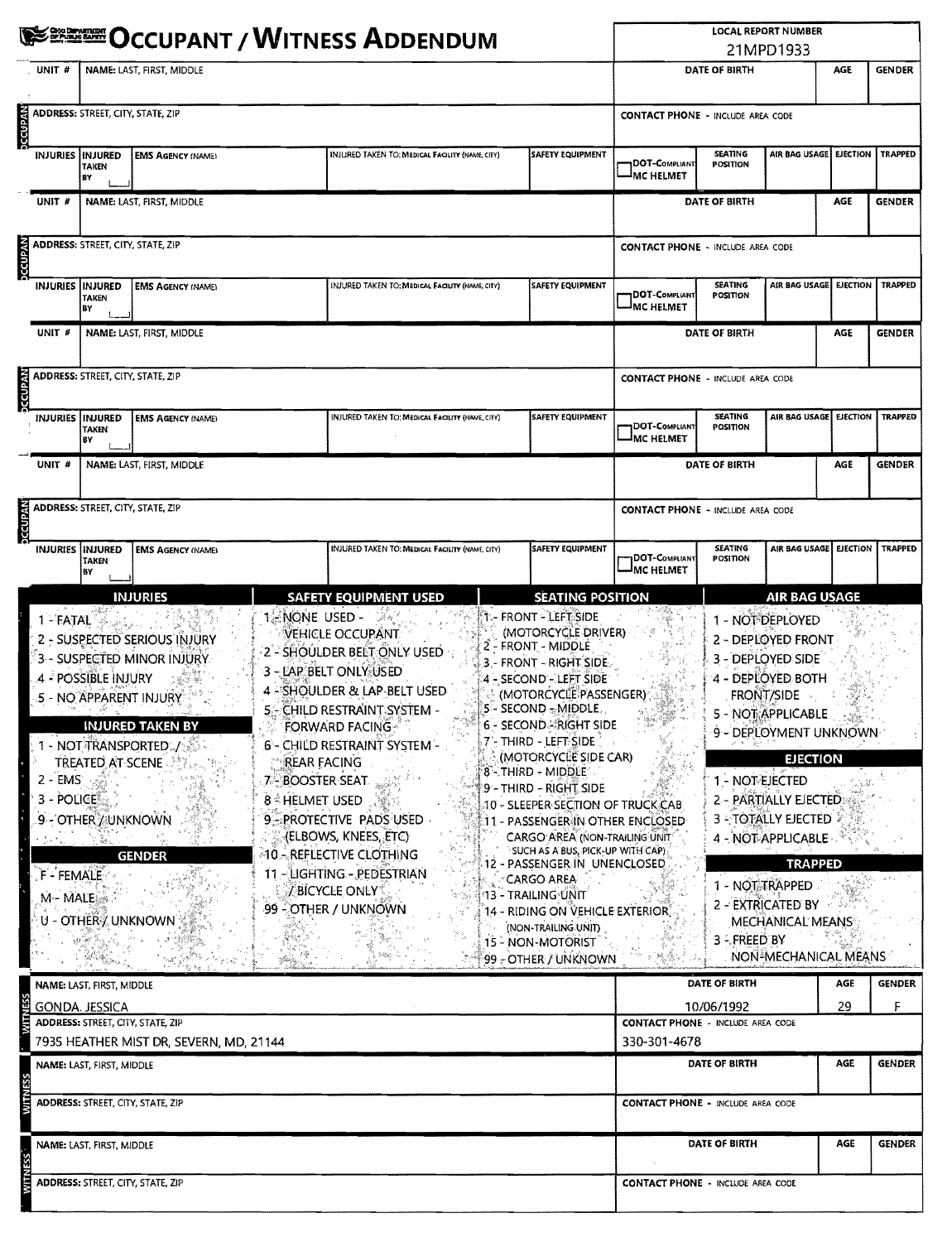# OCCUPANT / WITNESS ADDENDUM

**LOCAL REPORT NUMBER**
21MPD1933

## OCCUPANT

| UNIT # | NAME: LAST, FIRST, MIDDLE | DATE OF BIRTH | AGE | GENDER |
|---|---|---|---|---|
| | | | | |

| ADDRESS: STREET, CITY, STATE, ZIP | CONTACT PHONE - INCLUDE AREA CODE |
|---|---|
| | |

| INJURIES | INJURED TAKEN BY | EMS AGENCY (NAME) | INJURED TAKEN TO: MEDICAL FACILITY (NAME, CITY) | SAFETY EQUIPMENT | DOT-COMPLIANT MC HELMET | SEATING POSITION | AIR BAG USAGE | EJECTION | TRAPPED |
|---|---|---|---|---|---|---|---|---|---|
| | | | | | | | | | |

## OCCUPANT

| UNIT # | NAME: LAST, FIRST, MIDDLE | DATE OF BIRTH | AGE | GENDER |
|---|---|---|---|---|
| | | | | |

| ADDRESS: STREET, CITY, STATE, ZIP | CONTACT PHONE - INCLUDE AREA CODE |
|---|---|
| | |

| INJURIES | INJURED TAKEN BY | EMS AGENCY (NAME) | INJURED TAKEN TO: MEDICAL FACILITY (NAME, CITY) | SAFETY EQUIPMENT | DOT-COMPLIANT MC HELMET | SEATING POSITION | AIR BAG USAGE | EJECTION | TRAPPED |
|---|---|---|---|---|---|---|---|---|---|
| | | | | | | | | | |

## OCCUPANT

| UNIT # | NAME: LAST, FIRST, MIDDLE | DATE OF BIRTH | AGE | GENDER |
|---|---|---|---|---|
| | | | | |

| ADDRESS: STREET, CITY, STATE, ZIP | CONTACT PHONE - INCLUDE AREA CODE |
|---|---|
| | |

| INJURIES | INJURED TAKEN BY | EMS AGENCY (NAME) | INJURED TAKEN TO: MEDICAL FACILITY (NAME, CITY) | SAFETY EQUIPMENT | DOT-COMPLIANT MC HELMET | SEATING POSITION | AIR BAG USAGE | EJECTION | TRAPPED |
|---|---|---|---|---|---|---|---|---|---|
| | | | | | | | | | |

## OCCUPANT

| UNIT # | NAME: LAST, FIRST, MIDDLE | DATE OF BIRTH | AGE | GENDER |
|---|---|---|---|---|
| | | | | |

| ADDRESS: STREET, CITY, STATE, ZIP | CONTACT PHONE - INCLUDE AREA CODE |
|---|---|
| | |

| INJURIES | INJURED TAKEN BY | EMS AGENCY (NAME) | INJURED TAKEN TO: MEDICAL FACILITY (NAME, CITY) | SAFETY EQUIPMENT | DOT-COMPLIANT MC HELMET | SEATING POSITION | AIR BAG USAGE | EJECTION | TRAPPED |
|---|---|---|---|---|---|---|---|---|---|
| | | | | | | | | | |

### INJURIES
1 - FATAL
2 - SUSPECTED SERIOUS INJURY
3 - SUSPECTED MINOR INJURY
4 - POSSIBLE INJURY
5 - NO APPARENT INJURY

### INJURED TAKEN BY
1 - NOT TRANSPORTED / TREATED AT SCENE
2 - EMS
3 - POLICE
9 - OTHER / UNKNOWN

### GENDER
F - FEMALE
M - MALE
U - OTHER / UNKNOWN

### SAFETY EQUIPMENT USED
1 - NONE USED - VEHICLE OCCUPANT
2 - SHOULDER BELT ONLY USED
3 - LAP BELT ONLY USED
4 - SHOULDER & LAP BELT USED
5 - CHILD RESTRAINT SYSTEM - FORWARD FACING
6 - CHILD RESTRAINT SYSTEM - REAR FACING
7 - BOOSTER SEAT
8 - HELMET USED
9 - PROTECTIVE PADS USED (ELBOWS, KNEES, ETC)
10 - REFLECTIVE CLOTHING
11 - LIGHTING - PEDESTRIAN / BICYCLE ONLY
99 - OTHER / UNKNOWN

### SEATING POSITION
1 - FRONT - LEFT SIDE (MOTORCYCLE DRIVER)
2 - FRONT - MIDDLE
3 - FRONT - RIGHT SIDE
4 - SECOND - LEFT SIDE (MOTORCYCLE PASSENGER)
5 - SECOND - MIDDLE
6 - SECOND - RIGHT SIDE
7 - THIRD - LEFT SIDE (MOTORCYCLE SIDE CAR)
8 - THIRD - MIDDLE
9 - THIRD - RIGHT SIDE
10 - SLEEPER SECTION OF TRUCK CAB
11 - PASSENGER IN OTHER ENCLOSED CARGO AREA (NON-TRAILING UNIT SUCH AS A BUS, PICK-UP WITH CAP)
12 - PASSENGER IN UNENCLOSED CARGO AREA
13 - TRAILING UNIT
14 - RIDING ON VEHICLE EXTERIOR (NON-TRAILING UNIT)
15 - NON-MOTORIST
99 - OTHER / UNKNOWN

### AIR BAG USAGE
1 - NOT DEPLOYED
2 - DEPLOYED FRONT
3 - DEPLOYED SIDE
4 - DEPLOYED BOTH FRONT/SIDE
5 - NOT APPLICABLE
9 - DEPLOYMENT UNKNOWN

### EJECTION
1 - NOT EJECTED
2 - PARTIALLY EJECTED
3 - TOTALLY EJECTED
4 - NOT APPLICABLE

### TRAPPED
1 - NOT TRAPPED
2 - EXTRICATED BY MECHANICAL MEANS
3 - FREED BY NON-MECHANICAL MEANS

## WITNESS

| NAME: LAST, FIRST, MIDDLE | DATE OF BIRTH | AGE | GENDER |
|---|---|---|---|
| GONDA, JESSICA | 10/06/1992 | 29 | F |

| ADDRESS: STREET, CITY, STATE, ZIP | CONTACT PHONE - INCLUDE AREA CODE |
|---|---|
| 7935 HEATHER MIST DR, SEVERN, MD, 21144 | 330-301-4678 |

## WITNESS

| NAME: LAST, FIRST, MIDDLE | DATE OF BIRTH | AGE | GENDER |
|---|---|---|---|
| | | | |

| ADDRESS: STREET, CITY, STATE, ZIP | CONTACT PHONE - INCLUDE AREA CODE |
|---|---|
| | |

## WITNESS

| NAME: LAST, FIRST, MIDDLE | DATE OF BIRTH | AGE | GENDER |
|---|---|---|---|
| | | | |

| ADDRESS: STREET, CITY, STATE, ZIP | CONTACT PHONE - INCLUDE AREA CODE |
|---|---|
| | |